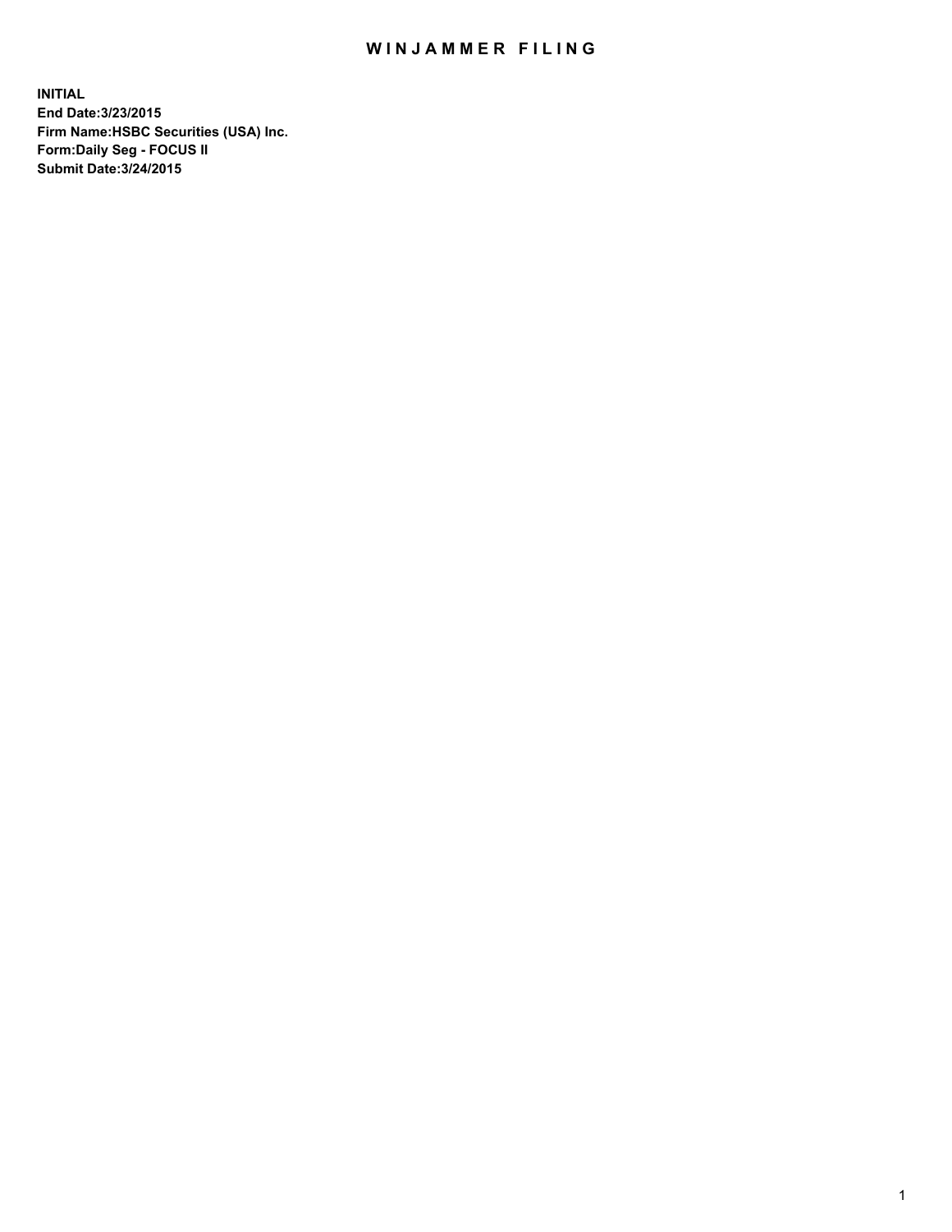# WINJAMMER FILING

**INITIAL**
**End Date:3/23/2015**
**Firm Name:HSBC Securities (USA) Inc.**
**Form:Daily Seg - FOCUS II**
**Submit Date:3/24/2015**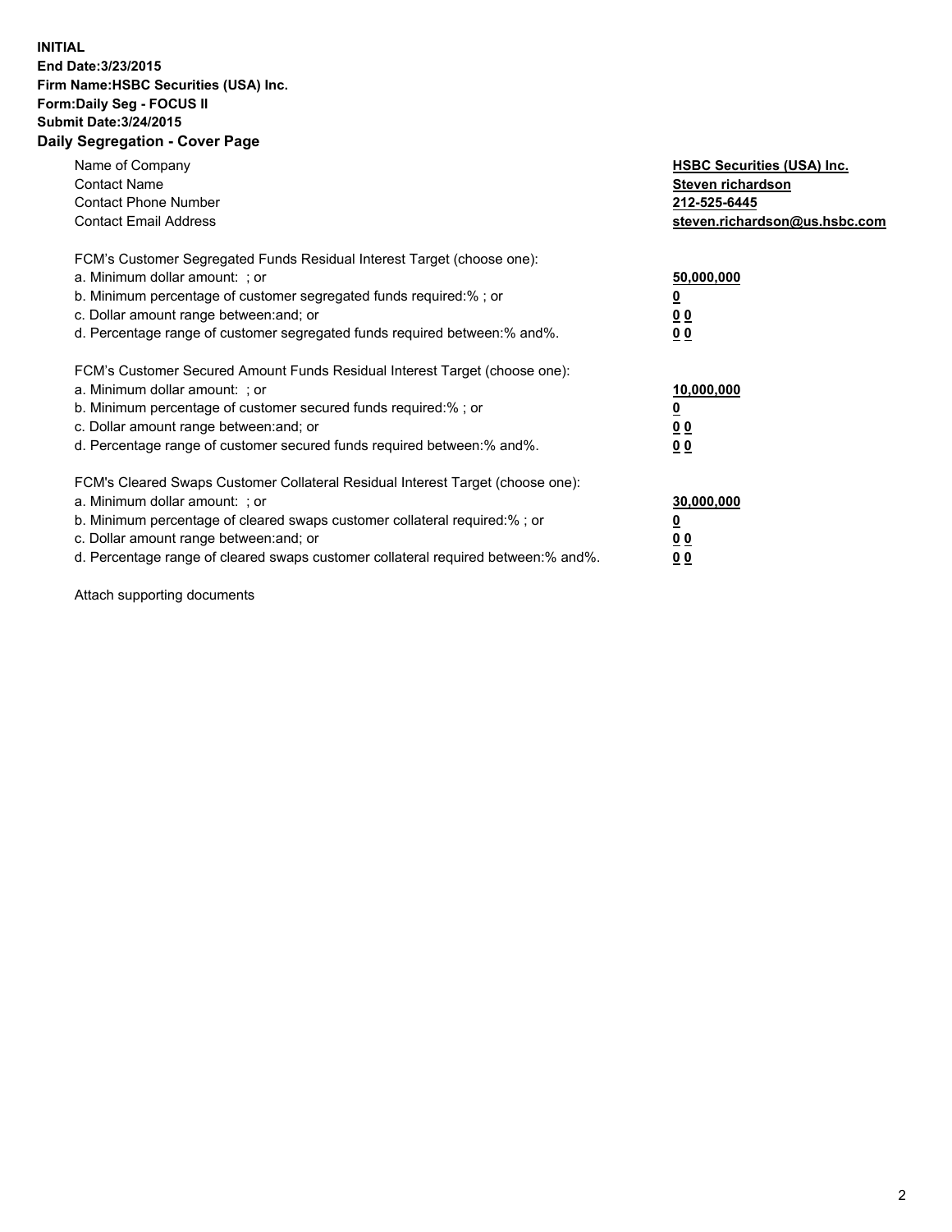**INITIAL**
**End Date:3/23/2015**
**Firm Name:HSBC Securities (USA) Inc.**
**Form:Daily Seg - FOCUS II**
**Submit Date:3/24/2015**

## Daily Segregation - Cover Page

| | |
|---|---|
| Name of Company | **HSBC Securities (USA) Inc.** |
| Contact Name | **Steven richardson** |
| Contact Phone Number | **212-525-6445** |
| Contact Email Address | **steven.richardson@us.hsbc.com** |

| | |
|---|---|
| FCM's Customer Segregated Funds Residual Interest Target (choose one): | |
| a. Minimum dollar amount: ; or | **50,000,000** |
| b. Minimum percentage of customer segregated funds required:% ; or | **0** |
| c. Dollar amount range between:and; or | **0 0** |
| d. Percentage range of customer segregated funds required between:% and%. | **0 0** |

| | |
|---|---|
| FCM's Customer Secured Amount Funds Residual Interest Target (choose one): | |
| a. Minimum dollar amount: ; or | **10,000,000** |
| b. Minimum percentage of customer secured funds required:% ; or | **0** |
| c. Dollar amount range between:and; or | **0 0** |
| d. Percentage range of customer secured funds required between:% and%. | **0 0** |

| | |
|---|---|
| FCM's Cleared Swaps Customer Collateral Residual Interest Target (choose one): | |
| a. Minimum dollar amount: ; or | **30,000,000** |
| b. Minimum percentage of cleared swaps customer collateral required:% ; or | **0** |
| c. Dollar amount range between:and; or | **0 0** |
| d. Percentage range of cleared swaps customer collateral required between:% and%. | **0 0** |

Attach supporting documents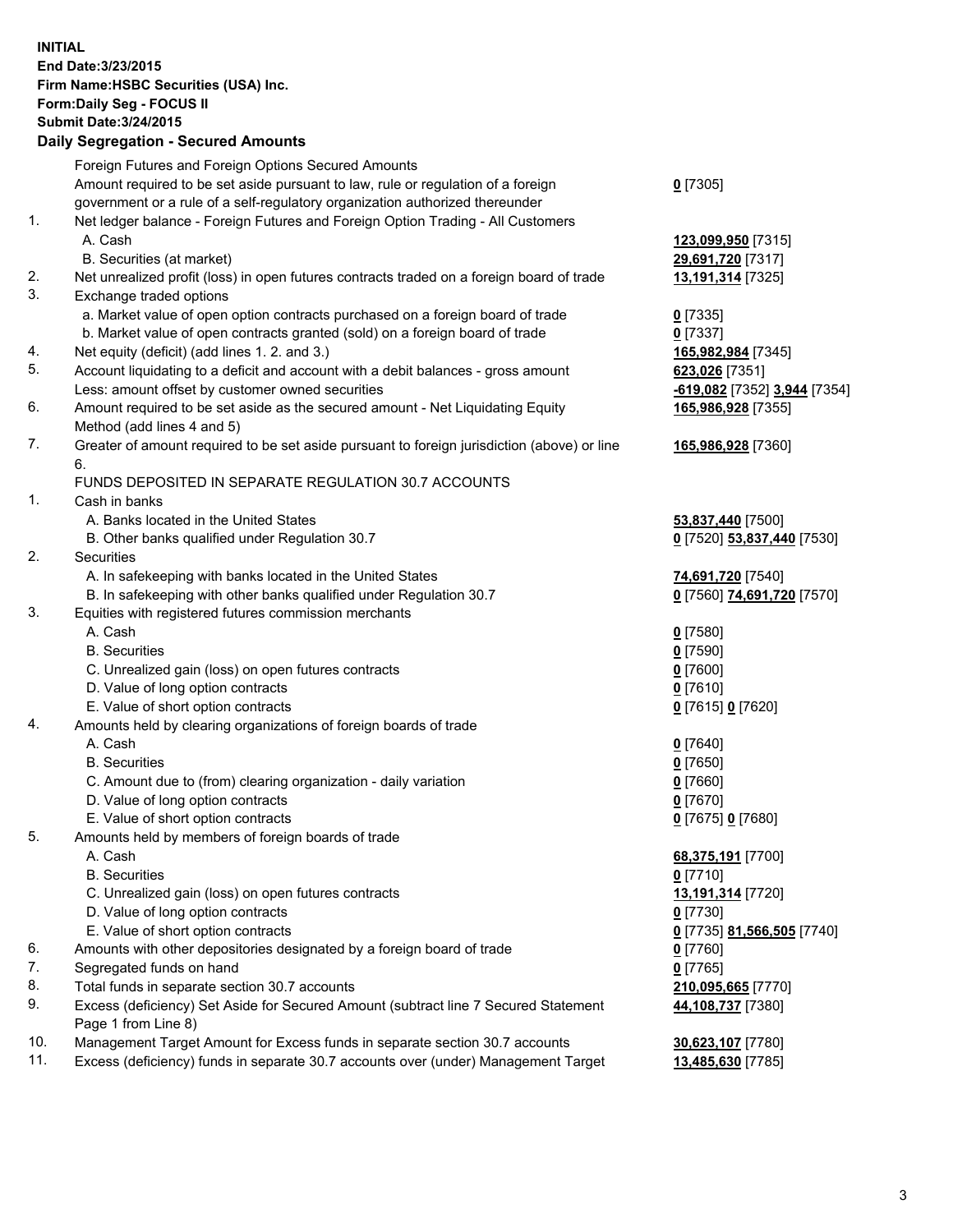**INITIAL**
**End Date:3/23/2015**
**Firm Name:HSBC Securities (USA) Inc.**
**Form:Daily Seg - FOCUS II**
**Submit Date:3/24/2015**

**Daily Segregation - Secured Amounts**

| | | |
|---|---|---|
| | Foreign Futures and Foreign Options Secured Amounts | |
| | Amount required to be set aside pursuant to law, rule or regulation of a foreign government or a rule of a self-regulatory organization authorized thereunder | **0** [7305] |
| 1. | Net ledger balance - Foreign Futures and Foreign Option Trading - All Customers | |
| | A. Cash | **123,099,950** [7315] |
| | B. Securities (at market) | **29,691,720** [7317] |
| 2. | Net unrealized profit (loss) in open futures contracts traded on a foreign board of trade | **13,191,314** [7325] |
| 3. | Exchange traded options | |
| | a. Market value of open option contracts purchased on a foreign board of trade | **0** [7335] |
| | b. Market value of open contracts granted (sold) on a foreign board of trade | **0** [7337] |
| 4. | Net equity (deficit) (add lines 1. 2. and 3.) | **165,982,984** [7345] |
| 5. | Account liquidating to a deficit and account with a debit balances - gross amount | **623,026** [7351] |
| | Less: amount offset by customer owned securities | **-619,082** [7352] **3,944** [7354] |
| 6. | Amount required to be set aside as the secured amount - Net Liquidating Equity Method (add lines 4 and 5) | **165,986,928** [7355] |
| 7. | Greater of amount required to be set aside pursuant to foreign jurisdiction (above) or line 6. | **165,986,928** [7360] |
| | FUNDS DEPOSITED IN SEPARATE REGULATION 30.7 ACCOUNTS | |
| 1. | Cash in banks | |
| | A. Banks located in the United States | **53,837,440** [7500] |
| | B. Other banks qualified under Regulation 30.7 | **0** [7520] **53,837,440** [7530] |
| 2. | Securities | |
| | A. In safekeeping with banks located in the United States | **74,691,720** [7540] |
| | B. In safekeeping with other banks qualified under Regulation 30.7 | **0** [7560] **74,691,720** [7570] |
| 3. | Equities with registered futures commission merchants | |
| | A. Cash | **0** [7580] |
| | B. Securities | **0** [7590] |
| | C. Unrealized gain (loss) on open futures contracts | **0** [7600] |
| | D. Value of long option contracts | **0** [7610] |
| | E. Value of short option contracts | **0** [7615] **0** [7620] |
| 4. | Amounts held by clearing organizations of foreign boards of trade | |
| | A. Cash | **0** [7640] |
| | B. Securities | **0** [7650] |
| | C. Amount due to (from) clearing organization - daily variation | **0** [7660] |
| | D. Value of long option contracts | **0** [7670] |
| | E. Value of short option contracts | **0** [7675] **0** [7680] |
| 5. | Amounts held by members of foreign boards of trade | |
| | A. Cash | **68,375,191** [7700] |
| | B. Securities | **0** [7710] |
| | C. Unrealized gain (loss) on open futures contracts | **13,191,314** [7720] |
| | D. Value of long option contracts | **0** [7730] |
| | E. Value of short option contracts | **0** [7735] **81,566,505** [7740] |
| 6. | Amounts with other depositories designated by a foreign board of trade | **0** [7760] |
| 7. | Segregated funds on hand | **0** [7765] |
| 8. | Total funds in separate section 30.7 accounts | **210,095,665** [7770] |
| 9. | Excess (deficiency) Set Aside for Secured Amount (subtract line 7 Secured Statement Page 1 from Line 8) | **44,108,737** [7380] |
| 10. | Management Target Amount for Excess funds in separate section 30.7 accounts | **30,623,107** [7780] |
| 11. | Excess (deficiency) funds in separate 30.7 accounts over (under) Management Target | **13,485,630** [7785] |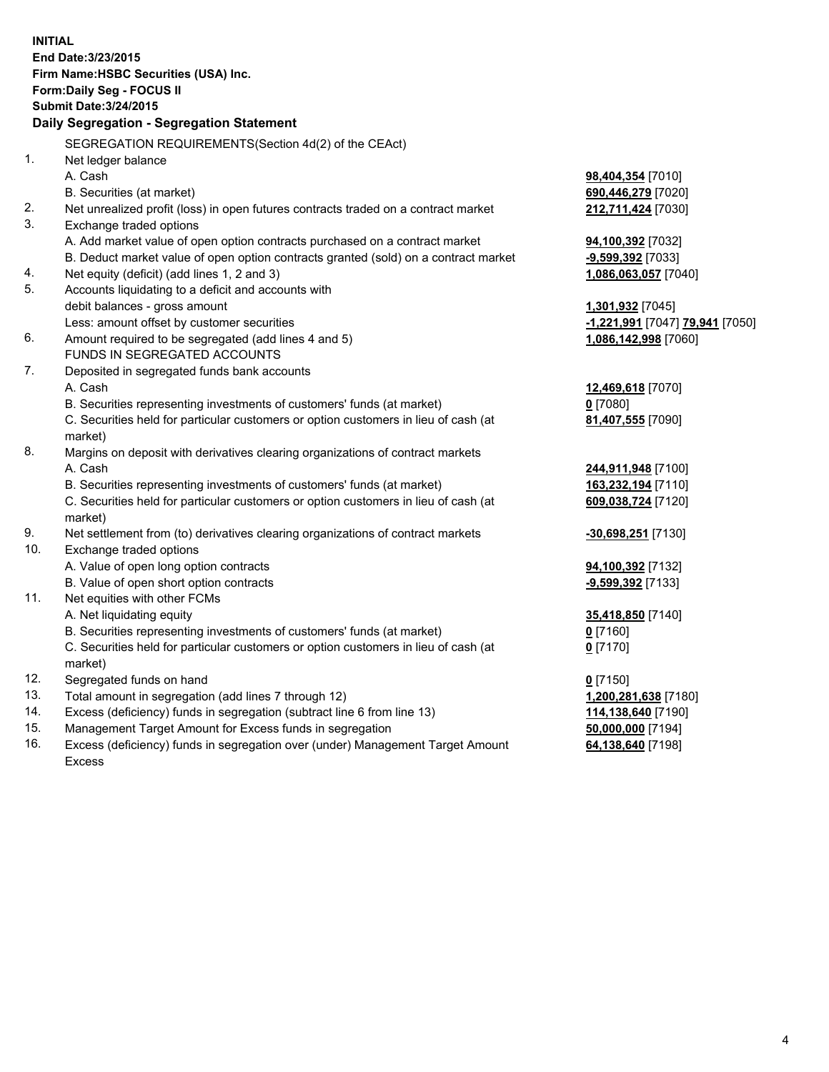**INITIAL**
**End Date:3/23/2015**
**Firm Name:HSBC Securities (USA) Inc.**
**Form:Daily Seg - FOCUS II**
**Submit Date:3/24/2015**

## Daily Segregation - Segregation Statement

SEGREGATION REQUIREMENTS(Section 4d(2) of the CEAct)

| | | |
|---|---|---|
| 1. | Net ledger balance | |
| | A. Cash | **98,404,354** [7010] |
| | B. Securities (at market) | **690,446,279** [7020] |
| 2. | Net unrealized profit (loss) in open futures contracts traded on a contract market | **212,711,424** [7030] |
| 3. | Exchange traded options | |
| | A. Add market value of open option contracts purchased on a contract market | **94,100,392** [7032] |
| | B. Deduct market value of open option contracts granted (sold) on a contract market | **-9,599,392** [7033] |
| 4. | Net equity (deficit) (add lines 1, 2 and 3) | **1,086,063,057** [7040] |
| 5. | Accounts liquidating to a deficit and accounts with | |
| | debit balances - gross amount | **1,301,932** [7045] |
| | Less: amount offset by customer securities | **-1,221,991** [7047] **79,941** [7050] |
| 6. | Amount required to be segregated (add lines 4 and 5) | **1,086,142,998** [7060] |
| | FUNDS IN SEGREGATED ACCOUNTS | |
| 7. | Deposited in segregated funds bank accounts | |
| | A. Cash | **12,469,618** [7070] |
| | B. Securities representing investments of customers' funds (at market) | **0** [7080] |
| | C. Securities held for particular customers or option customers in lieu of cash (at market) | **81,407,555** [7090] |
| 8. | Margins on deposit with derivatives clearing organizations of contract markets | |
| | A. Cash | **244,911,948** [7100] |
| | B. Securities representing investments of customers' funds (at market) | **163,232,194** [7110] |
| | C. Securities held for particular customers or option customers in lieu of cash (at market) | **609,038,724** [7120] |
| 9. | Net settlement from (to) derivatives clearing organizations of contract markets | **-30,698,251** [7130] |
| 10. | Exchange traded options | |
| | A. Value of open long option contracts | **94,100,392** [7132] |
| | B. Value of open short option contracts | **-9,599,392** [7133] |
| 11. | Net equities with other FCMs | |
| | A. Net liquidating equity | **35,418,850** [7140] |
| | B. Securities representing investments of customers' funds (at market) | **0** [7160] |
| | C. Securities held for particular customers or option customers in lieu of cash (at market) | **0** [7170] |
| 12. | Segregated funds on hand | **0** [7150] |
| 13. | Total amount in segregation (add lines 7 through 12) | **1,200,281,638** [7180] |
| 14. | Excess (deficiency) funds in segregation (subtract line 6 from line 13) | **114,138,640** [7190] |
| 15. | Management Target Amount for Excess funds in segregation | **50,000,000** [7194] |
| 16. | Excess (deficiency) funds in segregation over (under) Management Target Amount Excess | **64,138,640** [7198] |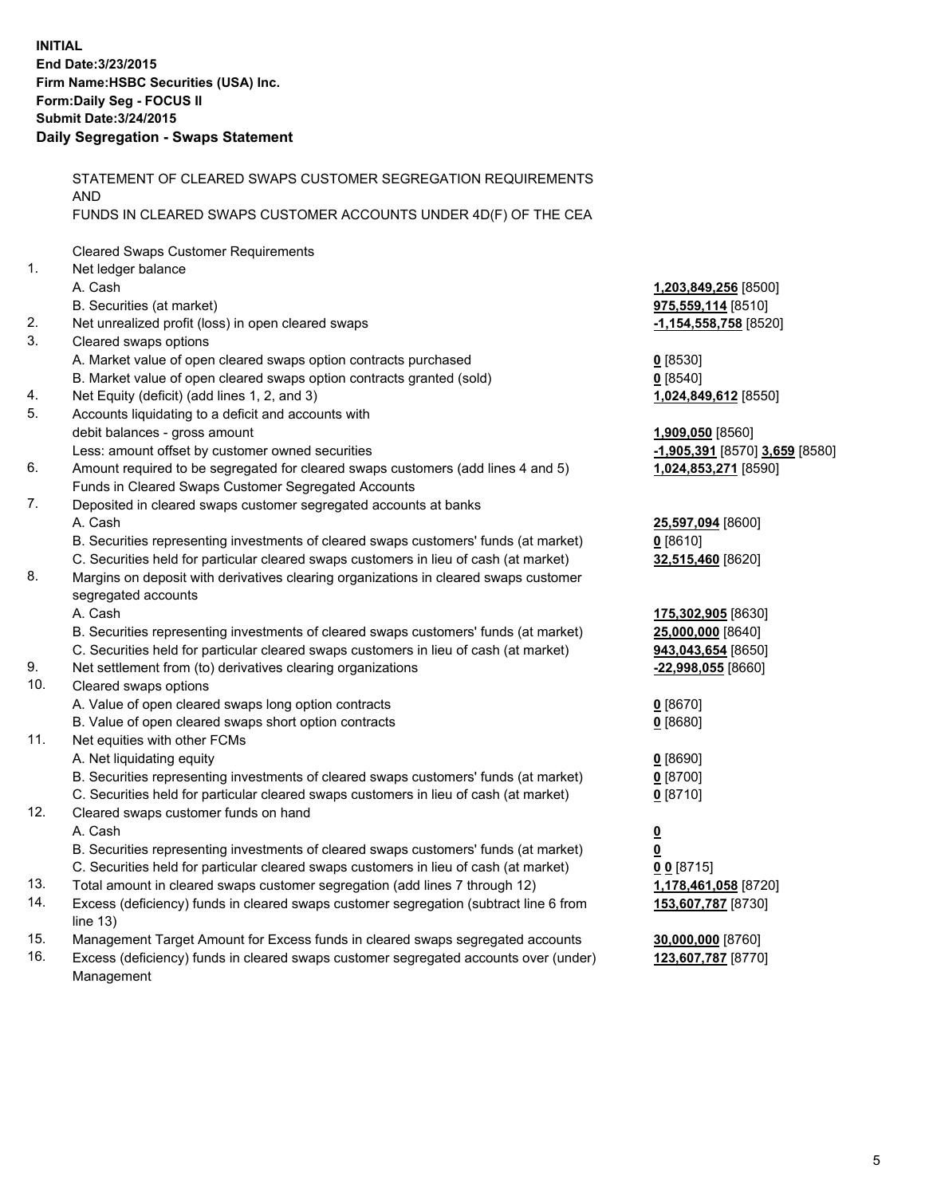**INITIAL**
**End Date:3/23/2015**
**Firm Name:HSBC Securities (USA) Inc.**
**Form:Daily Seg - FOCUS II**
**Submit Date:3/24/2015**
**Daily Segregation - Swaps Statement**

STATEMENT OF CLEARED SWAPS CUSTOMER SEGREGATION REQUIREMENTS AND FUNDS IN CLEARED SWAPS CUSTOMER ACCOUNTS UNDER 4D(F) OF THE CEA

| | | |
|---|---|---|
| | Cleared Swaps Customer Requirements | |
| 1. | Net ledger balance | |
| | A. Cash | **1,203,849,256** [8500] |
| | B. Securities (at market) | **975,559,114** [8510] |
| 2. | Net unrealized profit (loss) in open cleared swaps | **-1,154,558,758** [8520] |
| 3. | Cleared swaps options | |
| | A. Market value of open cleared swaps option contracts purchased | **0** [8530] |
| | B. Market value of open cleared swaps option contracts granted (sold) | **0** [8540] |
| 4. | Net Equity (deficit) (add lines 1, 2, and 3) | **1,024,849,612** [8550] |
| 5. | Accounts liquidating to a deficit and accounts with debit balances - gross amount | **1,909,050** [8560] |
| | Less: amount offset by customer owned securities | **-1,905,391** [8570] **3,659** [8580] |
| 6. | Amount required to be segregated for cleared swaps customers (add lines 4 and 5) | **1,024,853,271** [8590] |
| | Funds in Cleared Swaps Customer Segregated Accounts | |
| 7. | Deposited in cleared swaps customer segregated accounts at banks | |
| | A. Cash | **25,597,094** [8600] |
| | B. Securities representing investments of cleared swaps customers' funds (at market) | **0** [8610] |
| | C. Securities held for particular cleared swaps customers in lieu of cash (at market) | **32,515,460** [8620] |
| 8. | Margins on deposit with derivatives clearing organizations in cleared swaps customer segregated accounts | |
| | A. Cash | **175,302,905** [8630] |
| | B. Securities representing investments of cleared swaps customers' funds (at market) | **25,000,000** [8640] |
| | C. Securities held for particular cleared swaps customers in lieu of cash (at market) | **943,043,654** [8650] |
| 9. | Net settlement from (to) derivatives clearing organizations | **-22,998,055** [8660] |
| 10. | Cleared swaps options | |
| | A. Value of open cleared swaps long option contracts | **0** [8670] |
| | B. Value of open cleared swaps short option contracts | **0** [8680] |
| 11. | Net equities with other FCMs | |
| | A. Net liquidating equity | **0** [8690] |
| | B. Securities representing investments of cleared swaps customers' funds (at market) | **0** [8700] |
| | C. Securities held for particular cleared swaps customers in lieu of cash (at market) | **0** [8710] |
| 12. | Cleared swaps customer funds on hand | |
| | A. Cash | **0** |
| | B. Securities representing investments of cleared swaps customers' funds (at market) | **0** |
| | C. Securities held for particular cleared swaps customers in lieu of cash (at market) | **0** **0** [8715] |
| 13. | Total amount in cleared swaps customer segregation (add lines 7 through 12) | **1,178,461,058** [8720] |
| 14. | Excess (deficiency) funds in cleared swaps customer segregation (subtract line 6 from line 13) | **153,607,787** [8730] |
| 15. | Management Target Amount for Excess funds in cleared swaps segregated accounts | **30,000,000** [8760] |
| 16. | Excess (deficiency) funds in cleared swaps customer segregated accounts over (under) Management | **123,607,787** [8770] |